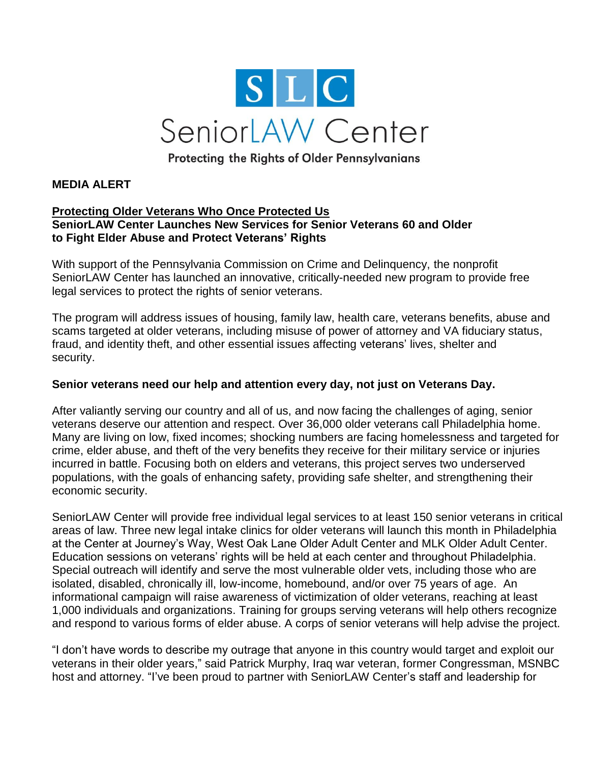# SLC SeniorLAW Center

Protecting the Rights of Older Pennsylvanians

**MEDIA ALERT**

**Protecting Older Veterans Who Once Protected Us**
**SeniorLAW Center Launches New Services for Senior Veterans 60 and Older to Fight Elder Abuse and Protect Veterans' Rights**

With support of the Pennsylvania Commission on Crime and Delinquency, the nonprofit SeniorLAW Center has launched an innovative, critically-needed new program to provide free legal services to protect the rights of senior veterans.

The program will address issues of housing, family law, health care, veterans benefits, abuse and scams targeted at older veterans, including misuse of power of attorney and VA fiduciary status, fraud, and identity theft, and other essential issues affecting veterans' lives, shelter and security.

**Senior veterans need our help and attention every day, not just on Veterans Day.**

After valiantly serving our country and all of us, and now facing the challenges of aging, senior veterans deserve our attention and respect. Over 36,000 older veterans call Philadelphia home. Many are living on low, fixed incomes; shocking numbers are facing homelessness and targeted for crime, elder abuse, and theft of the very benefits they receive for their military service or injuries incurred in battle. Focusing both on elders and veterans, this project serves two underserved populations, with the goals of enhancing safety, providing safe shelter, and strengthening their economic security.

SeniorLAW Center will provide free individual legal services to at least 150 senior veterans in critical areas of law. Three new legal intake clinics for older veterans will launch this month in Philadelphia at the Center at Journey's Way, West Oak Lane Older Adult Center and MLK Older Adult Center. Education sessions on veterans' rights will be held at each center and throughout Philadelphia. Special outreach will identify and serve the most vulnerable older vets, including those who are isolated, disabled, chronically ill, low-income, homebound, and/or over 75 years of age. An informational campaign will raise awareness of victimization of older veterans, reaching at least 1,000 individuals and organizations. Training for groups serving veterans will help others recognize and respond to various forms of elder abuse. A corps of senior veterans will help advise the project.

"I don't have words to describe my outrage that anyone in this country would target and exploit our veterans in their older years," said Patrick Murphy, Iraq war veteran, former Congressman, MSNBC host and attorney. "I've been proud to partner with SeniorLAW Center's staff and leadership for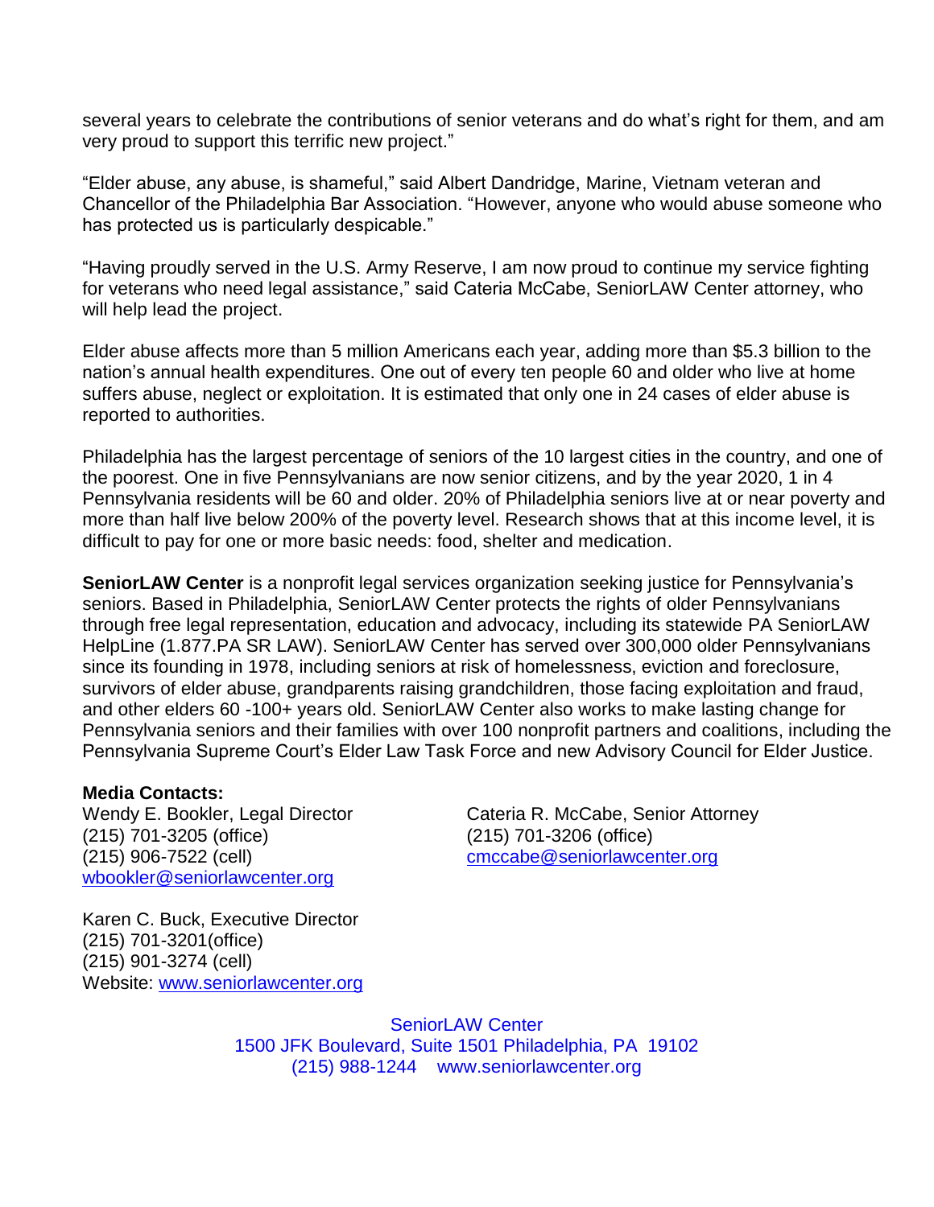several years to celebrate the contributions of senior veterans and do what's right for them, and am very proud to support this terrific new project."

"Elder abuse, any abuse, is shameful," said Albert Dandridge, Marine, Vietnam veteran and Chancellor of the Philadelphia Bar Association. "However, anyone who would abuse someone who has protected us is particularly despicable."

"Having proudly served in the U.S. Army Reserve, I am now proud to continue my service fighting for veterans who need legal assistance," said Cateria McCabe, SeniorLAW Center attorney, who will help lead the project.

Elder abuse affects more than 5 million Americans each year, adding more than $5.3 billion to the nation's annual health expenditures. One out of every ten people 60 and older who live at home suffers abuse, neglect or exploitation. It is estimated that only one in 24 cases of elder abuse is reported to authorities.

Philadelphia has the largest percentage of seniors of the 10 largest cities in the country, and one of the poorest. One in five Pennsylvanians are now senior citizens, and by the year 2020, 1 in 4 Pennsylvania residents will be 60 and older. 20% of Philadelphia seniors live at or near poverty and more than half live below 200% of the poverty level. Research shows that at this income level, it is difficult to pay for one or more basic needs: food, shelter and medication.

**SeniorLAW Center** is a nonprofit legal services organization seeking justice for Pennsylvania's seniors. Based in Philadelphia, SeniorLAW Center protects the rights of older Pennsylvanians through free legal representation, education and advocacy, including its statewide PA SeniorLAW HelpLine (1.877.PA SR LAW). SeniorLAW Center has served over 300,000 older Pennsylvanians since its founding in 1978, including seniors at risk of homelessness, eviction and foreclosure, survivors of elder abuse, grandparents raising grandchildren, those facing exploitation and fraud, and other elders 60 -100+ years old. SeniorLAW Center also works to make lasting change for Pennsylvania seniors and their families with over 100 nonprofit partners and coalitions, including the Pennsylvania Supreme Court's Elder Law Task Force and new Advisory Council for Elder Justice.

**Media Contacts:**

Wendy E. Bookler, Legal Director
(215) 701-3205 (office)
(215) 906-7522 (cell)
wbookler@seniorlawcenter.org

Cateria R. McCabe, Senior Attorney
(215) 701-3206 (office)
cmccabe@seniorlawcenter.org

Karen C. Buck, Executive Director
(215) 701-3201(office)
(215) 901-3274 (cell)
Website: www.seniorlawcenter.org

SeniorLAW Center
1500 JFK Boulevard, Suite 1501 Philadelphia, PA 19102
(215) 988-1244 www.seniorlawcenter.org